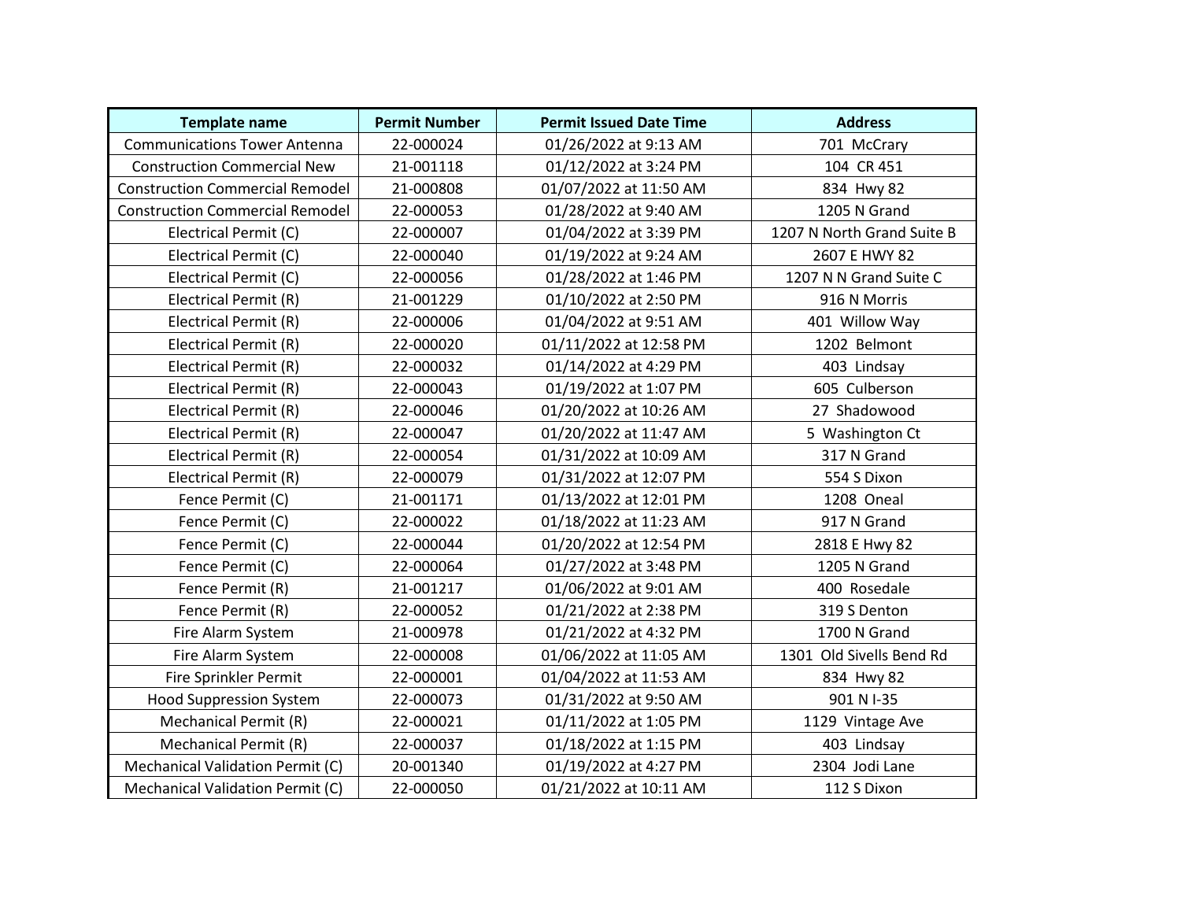| Template name | Permit Number | Permit Issued Date Time | Address |
| --- | --- | --- | --- |
| Communications Tower Antenna | 22-000024 | 01/26/2022 at 9:13 AM | 701 McCrary |
| Construction Commercial New | 21-001118 | 01/12/2022 at 3:24 PM | 104 CR 451 |
| Construction Commercial Remodel | 21-000808 | 01/07/2022 at 11:50 AM | 834 Hwy 82 |
| Construction Commercial Remodel | 22-000053 | 01/28/2022 at 9:40 AM | 1205 N Grand |
| Electrical Permit (C) | 22-000007 | 01/04/2022 at 3:39 PM | 1207 N North Grand Suite B |
| Electrical Permit (C) | 22-000040 | 01/19/2022 at 9:24 AM | 2607 E HWY 82 |
| Electrical Permit (C) | 22-000056 | 01/28/2022 at 1:46 PM | 1207 N N Grand Suite C |
| Electrical Permit (R) | 21-001229 | 01/10/2022 at 2:50 PM | 916 N Morris |
| Electrical Permit (R) | 22-000006 | 01/04/2022 at 9:51 AM | 401 Willow Way |
| Electrical Permit (R) | 22-000020 | 01/11/2022 at 12:58 PM | 1202 Belmont |
| Electrical Permit (R) | 22-000032 | 01/14/2022 at 4:29 PM | 403 Lindsay |
| Electrical Permit (R) | 22-000043 | 01/19/2022 at 1:07 PM | 605 Culberson |
| Electrical Permit (R) | 22-000046 | 01/20/2022 at 10:26 AM | 27 Shadowood |
| Electrical Permit (R) | 22-000047 | 01/20/2022 at 11:47 AM | 5 Washington Ct |
| Electrical Permit (R) | 22-000054 | 01/31/2022 at 10:09 AM | 317 N Grand |
| Electrical Permit (R) | 22-000079 | 01/31/2022 at 12:07 PM | 554 S Dixon |
| Fence Permit (C) | 21-001171 | 01/13/2022 at 12:01 PM | 1208 Oneal |
| Fence Permit (C) | 22-000022 | 01/18/2022 at 11:23 AM | 917 N Grand |
| Fence Permit (C) | 22-000044 | 01/20/2022 at 12:54 PM | 2818 E Hwy 82 |
| Fence Permit (C) | 22-000064 | 01/27/2022 at 3:48 PM | 1205 N Grand |
| Fence Permit (R) | 21-001217 | 01/06/2022 at 9:01 AM | 400 Rosedale |
| Fence Permit (R) | 22-000052 | 01/21/2022 at 2:38 PM | 319 S Denton |
| Fire Alarm System | 21-000978 | 01/21/2022 at 4:32 PM | 1700 N Grand |
| Fire Alarm System | 22-000008 | 01/06/2022 at 11:05 AM | 1301 Old Sivells Bend Rd |
| Fire Sprinkler Permit | 22-000001 | 01/04/2022 at 11:53 AM | 834 Hwy 82 |
| Hood Suppression System | 22-000073 | 01/31/2022 at 9:50 AM | 901 N I-35 |
| Mechanical Permit (R) | 22-000021 | 01/11/2022 at 1:05 PM | 1129 Vintage Ave |
| Mechanical Permit (R) | 22-000037 | 01/18/2022 at 1:15 PM | 403 Lindsay |
| Mechanical Validation Permit (C) | 20-001340 | 01/19/2022 at 4:27 PM | 2304 Jodi Lane |
| Mechanical Validation Permit (C) | 22-000050 | 01/21/2022 at 10:11 AM | 112 S Dixon |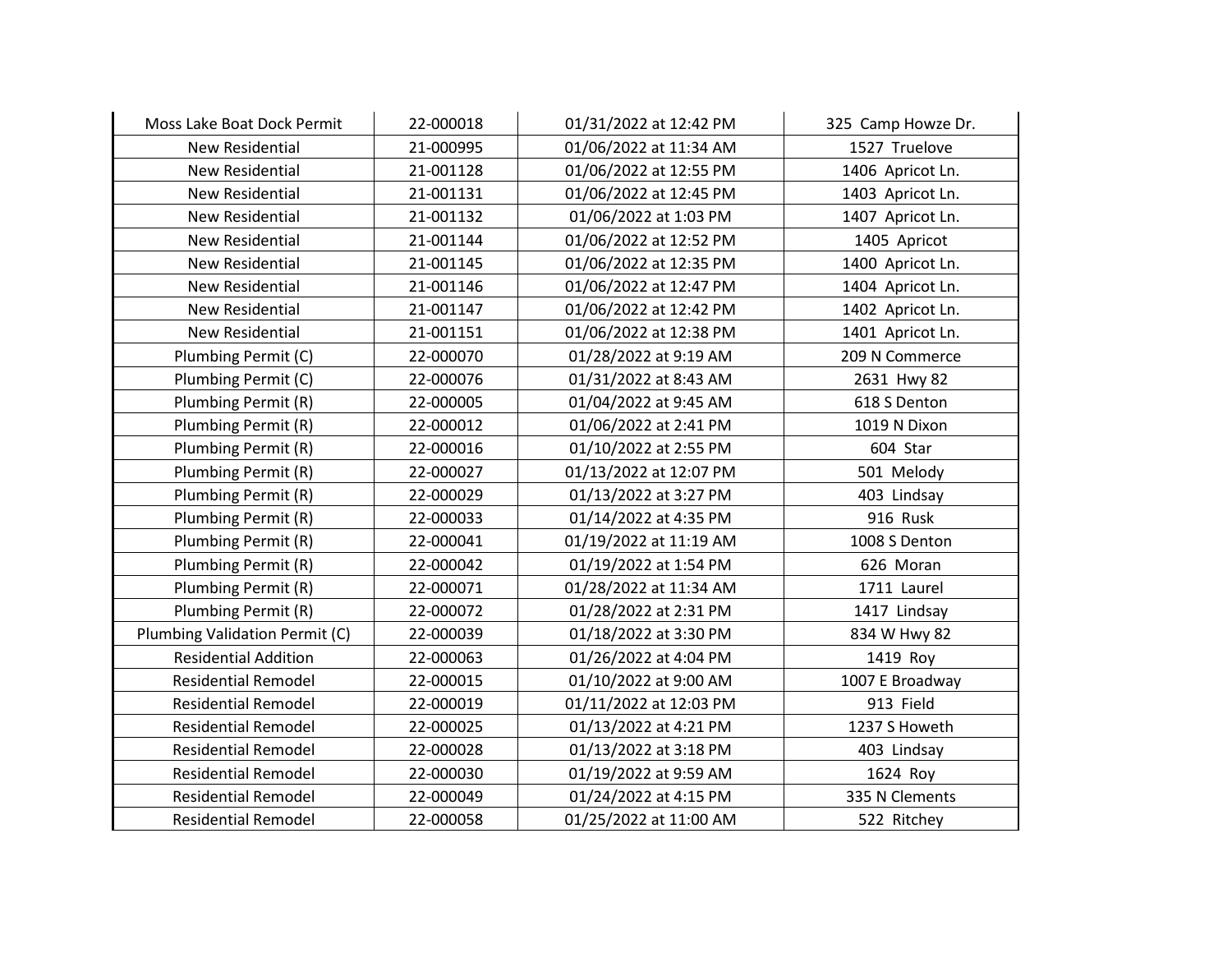| Moss Lake Boat Dock Permit | 22-000018 | 01/31/2022 at 12:42 PM | 325 Camp Howze Dr. |
|---|---|---|---|
| New Residential | 21-000995 | 01/06/2022 at 11:34 AM | 1527 Truelove |
| New Residential | 21-001128 | 01/06/2022 at 12:55 PM | 1406 Apricot Ln. |
| New Residential | 21-001131 | 01/06/2022 at 12:45 PM | 1403 Apricot Ln. |
| New Residential | 21-001132 | 01/06/2022 at 1:03 PM | 1407 Apricot Ln. |
| New Residential | 21-001144 | 01/06/2022 at 12:52 PM | 1405 Apricot |
| New Residential | 21-001145 | 01/06/2022 at 12:35 PM | 1400 Apricot Ln. |
| New Residential | 21-001146 | 01/06/2022 at 12:47 PM | 1404 Apricot Ln. |
| New Residential | 21-001147 | 01/06/2022 at 12:42 PM | 1402 Apricot Ln. |
| New Residential | 21-001151 | 01/06/2022 at 12:38 PM | 1401 Apricot Ln. |
| Plumbing Permit (C) | 22-000070 | 01/28/2022 at 9:19 AM | 209 N Commerce |
| Plumbing Permit (C) | 22-000076 | 01/31/2022 at 8:43 AM | 2631 Hwy 82 |
| Plumbing Permit (R) | 22-000005 | 01/04/2022 at 9:45 AM | 618 S Denton |
| Plumbing Permit (R) | 22-000012 | 01/06/2022 at 2:41 PM | 1019 N Dixon |
| Plumbing Permit (R) | 22-000016 | 01/10/2022 at 2:55 PM | 604 Star |
| Plumbing Permit (R) | 22-000027 | 01/13/2022 at 12:07 PM | 501 Melody |
| Plumbing Permit (R) | 22-000029 | 01/13/2022 at 3:27 PM | 403 Lindsay |
| Plumbing Permit (R) | 22-000033 | 01/14/2022 at 4:35 PM | 916 Rusk |
| Plumbing Permit (R) | 22-000041 | 01/19/2022 at 11:19 AM | 1008 S Denton |
| Plumbing Permit (R) | 22-000042 | 01/19/2022 at 1:54 PM | 626 Moran |
| Plumbing Permit (R) | 22-000071 | 01/28/2022 at 11:34 AM | 1711 Laurel |
| Plumbing Permit (R) | 22-000072 | 01/28/2022 at 2:31 PM | 1417 Lindsay |
| Plumbing Validation Permit (C) | 22-000039 | 01/18/2022 at 3:30 PM | 834 W Hwy 82 |
| Residential Addition | 22-000063 | 01/26/2022 at 4:04 PM | 1419 Roy |
| Residential Remodel | 22-000015 | 01/10/2022 at 9:00 AM | 1007 E Broadway |
| Residential Remodel | 22-000019 | 01/11/2022 at 12:03 PM | 913 Field |
| Residential Remodel | 22-000025 | 01/13/2022 at 4:21 PM | 1237 S Howeth |
| Residential Remodel | 22-000028 | 01/13/2022 at 3:18 PM | 403 Lindsay |
| Residential Remodel | 22-000030 | 01/19/2022 at 9:59 AM | 1624 Roy |
| Residential Remodel | 22-000049 | 01/24/2022 at 4:15 PM | 335 N Clements |
| Residential Remodel | 22-000058 | 01/25/2022 at 11:00 AM | 522 Ritchey |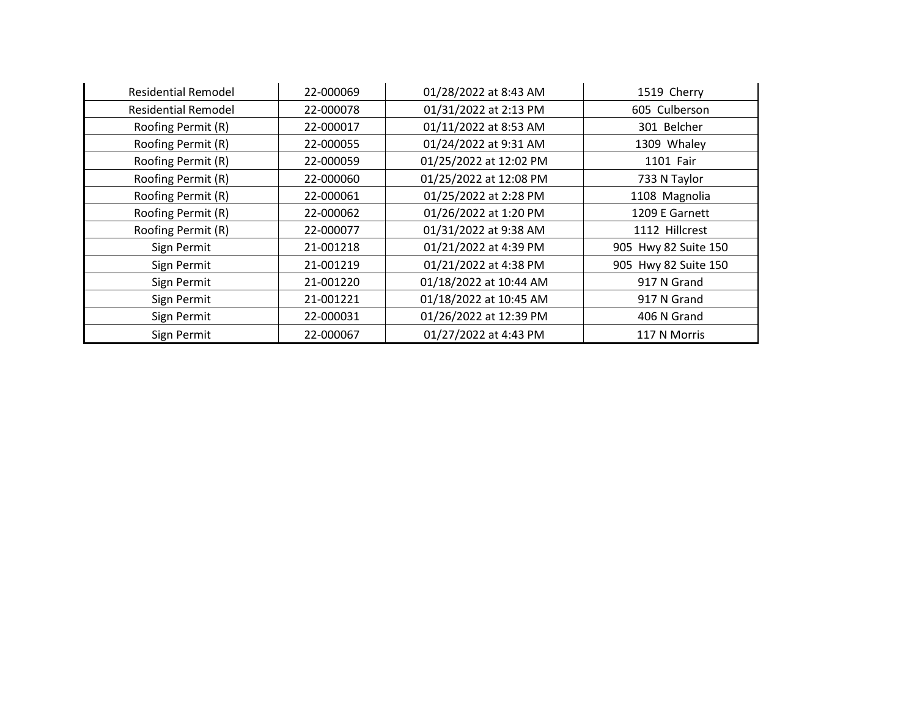| | | | |
|---|---|---|---|
| Residential Remodel | 22-000069 | 01/28/2022 at 8:43 AM | 1519 Cherry |
| Residential Remodel | 22-000078 | 01/31/2022 at 2:13 PM | 605 Culberson |
| Roofing Permit (R) | 22-000017 | 01/11/2022 at 8:53 AM | 301 Belcher |
| Roofing Permit (R) | 22-000055 | 01/24/2022 at 9:31 AM | 1309 Whaley |
| Roofing Permit (R) | 22-000059 | 01/25/2022 at 12:02 PM | 1101 Fair |
| Roofing Permit (R) | 22-000060 | 01/25/2022 at 12:08 PM | 733 N Taylor |
| Roofing Permit (R) | 22-000061 | 01/25/2022 at 2:28 PM | 1108 Magnolia |
| Roofing Permit (R) | 22-000062 | 01/26/2022 at 1:20 PM | 1209 E Garnett |
| Roofing Permit (R) | 22-000077 | 01/31/2022 at 9:38 AM | 1112 Hillcrest |
| Sign Permit | 21-001218 | 01/21/2022 at 4:39 PM | 905 Hwy 82 Suite 150 |
| Sign Permit | 21-001219 | 01/21/2022 at 4:38 PM | 905 Hwy 82 Suite 150 |
| Sign Permit | 21-001220 | 01/18/2022 at 10:44 AM | 917 N Grand |
| Sign Permit | 21-001221 | 01/18/2022 at 10:45 AM | 917 N Grand |
| Sign Permit | 22-000031 | 01/26/2022 at 12:39 PM | 406 N Grand |
| Sign Permit | 22-000067 | 01/27/2022 at 4:43 PM | 117 N Morris |